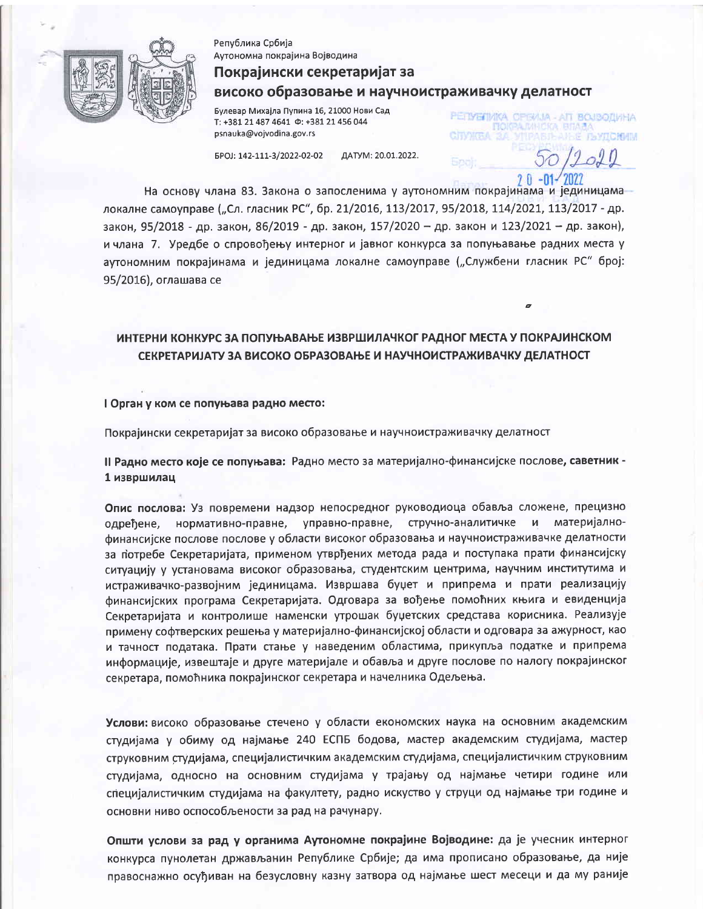Република Србија
Аутономна покрајина Војводина

**Покрајински секретаријат за високо образовање и научноистраживачку делатност**

Булевар Михајла Пупина 16, 21000 Нови Сад
Т: +381 21 487 4641 Ф: +381 21 456 044
psnauka@vojvodina.gov.rs

БРОЈ: 142-111-3/2022-02-02 ДАТУМ: 20.01.2022.

РЕПУБЛИКА СРБИЈА - АП ВОЈВОДИНА
ПОКРАЈИНСКА ВЛАДА
СЛУЖБА ЗА УПРАВЉАЊЕ ЉУДСКИМ РЕСУРСИМА
Број: 50/2022
Датум: 20-01-2022
НОВИ САД

На основу члана 83. Закона о запосленима у аутономним покрајинама и јединицама локалне самоуправе („Сл. гласник РС", бр. 21/2016, 113/2017, 95/2018, 114/2021, 113/2017 - др. закон, 95/2018 - др. закон, 86/2019 - др. закон, 157/2020 – др. закон и 123/2021 – др. закон), и члана 7. Уредбе о спровођењу интерног и јавног конкурса за попуњавање радних места у аутономним покрајинама и јединицама локалне самоуправе („Службени гласник РС" број: 95/2016), оглашава се

## ИНТЕРНИ КОНКУРС ЗА ПОПУЊАВАЊЕ ИЗВРШИЛАЧКОГ РАДНОГ МЕСТА У ПОКРАЈИНСКОМ СЕКРЕТАРИЈАТУ ЗА ВИСОКО ОБРАЗОВАЊЕ И НАУЧНОИСТРАЖИВАЧКУ ДЕЛАТНОСТ

**I Орган у ком се попуњава радно место:**

Покрајински секретаријат за високо образовање и научноистраживачку делатност

**II Радно место које се попуњава:** Радно место за материјално-финансијске послове, **саветник - 1 извршилац**

**Опис послова:** Уз повремени надзор непосредног руководиоца обавља сложене, прецизно одређене, нормативно-правне, управно-правне, стручно-аналитичке и материјално-финансијске послове послове у области високог образовања и научноистраживачке делатности за потребе Секретаријата, применом утврђених метода рада и поступака прати финансијску ситуацију у установама високог образовања, студентским центрима, научним институтима и истраживачко-развојним јединицама. Извршава буџет и припрема и прати реализацију финансијских програма Секретаријата. Одговара за вођење помоћних књига и евиденција Секретаријата и контролише наменски утрошак буџетских средстава корисника. Реализује примену софтверских решења у материјално-финансијској области и одговара за ажурност, као и тачност података. Прати стање у наведеним областима, прикупља податке и припрема информације, извештаје и друге материјале и обавља и друге послове по налогу покрајинског секретара, помоћника покрајинског секретара и начелника Одељења.

**Услови:** високо образовање стечено у области економских наука на основним академским студијама у обиму од најмање 240 ЕСПБ бодова, мастер академским студијама, мастер струковним студијама, специјалистичким академским студијама, специјалистичким струковним студијама, односно на основним студијама у трајању од најмање четири године или специјалистичким студијама на факултету, радно искуство у струци од најмање три године и основни ниво оспособљености за рад на рачунару.

**Општи услови за рад у органима Аутономне покрајине Војводине:** да је учесник интерног конкурса пунолетан држављанин Републике Србије; да има прописано образовање, да није правоснажно осуђиван на безусловну казну затвора од најмање шест месеци и да му раније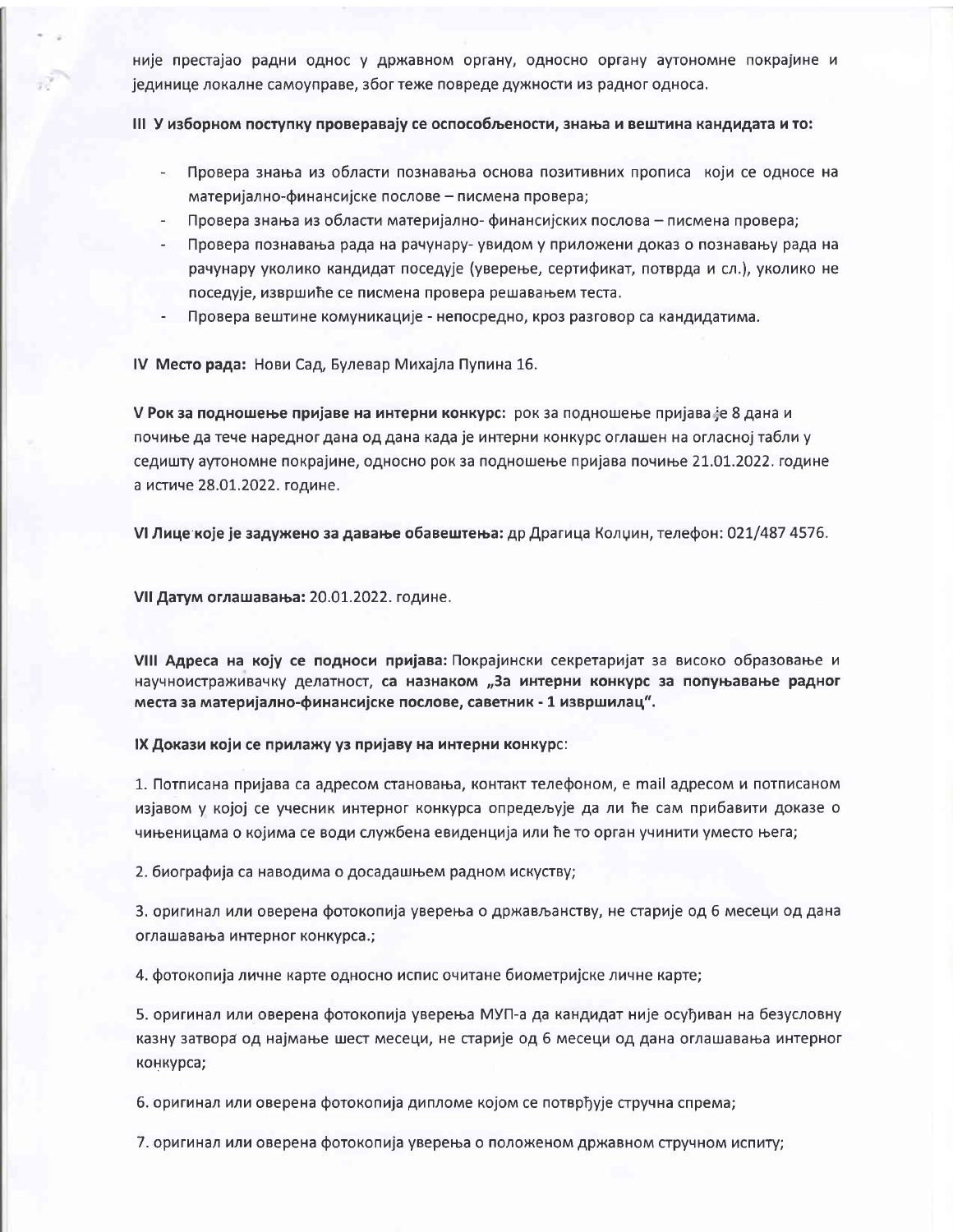није престајао радни однос у државном органу, односно органу аутономне покрајине и јединице локалне самоуправе, због теже повреде дужности из радног односа.

**III У изборном поступку проверавају се оспособљености, знања и вештина кандидата и то:**

- Провера знања из области познавања основа позитивних прописа који се односе на материјално-финансијске послове – писмена провера;
- Провера знања из области материјално- финансијских послова – писмена провера;
- Провера познавања рада на рачунару- увидом у приложени доказ о познавању рада на рачунару уколико кандидат поседује (уверење, сертификат, потврда и сл.), уколико не поседује, извршиће се писмена провера решавањем теста.
- Провера вештине комуникације - непосредно, кроз разговор са кандидатима.

**IV Место рада:** Нови Сад, Булевар Михајла Пупина 16.

**V Рок за подношење пријаве на интерни конкурс:** рок за подношење пријава је 8 дана и почиње да тече наредног дана од дана када је интерни конкурс оглашен на огласној табли у седишту аутономне покрајине, односно рок за подношење пријава почиње 21.01.2022. године а истиче 28.01.2022. године.

**VI Лице које је задужено за давање обавештења:** др Драгица Колџин, телефон: 021/487 4576.

**VII Датум оглашавања:** 20.01.2022. године.

**VIII Адреса на коју се подноси пријава:** Покрајински секретаријат за високо образовање и научноистраживачку делатност, **са назнаком „За интерни конкурс за попуњавање радног места за материјално-финансијске послове, саветник - 1 извршилац".**

**IX Докази који се прилажу уз пријаву на интерни конкурс:**

1. Потписана пријава са адресом становања, контакт телефоном, e mail адресом и потписаном изјавом у којој се учесник интерног конкурса опредељује да ли ће сам прибавити доказе о чињеницама о којима се води службена евиденција или ће то орган учинити уместо њега;

2. биографија са наводима о досадашњем радном искуству;

3. оригинал или оверена фотокопија уверења о држављанству, не старије од 6 месеци од дана оглашавања интерног конкурса.;

4. фотокопија личне карте односно испис очитане биометријске личне карте;

5. оригинал или оверена фотокопија уверења МУП-а да кандидат није осуђиван на безусловну казну затвора од најмање шест месеци, не старије од 6 месеци од дана оглашавања интерног конкурса;

6. оригинал или оверена фотокопија дипломе којом се потврђује стручна спрема;

7. оригинал или оверена фотокопија уверења о положеном државном стручном испиту;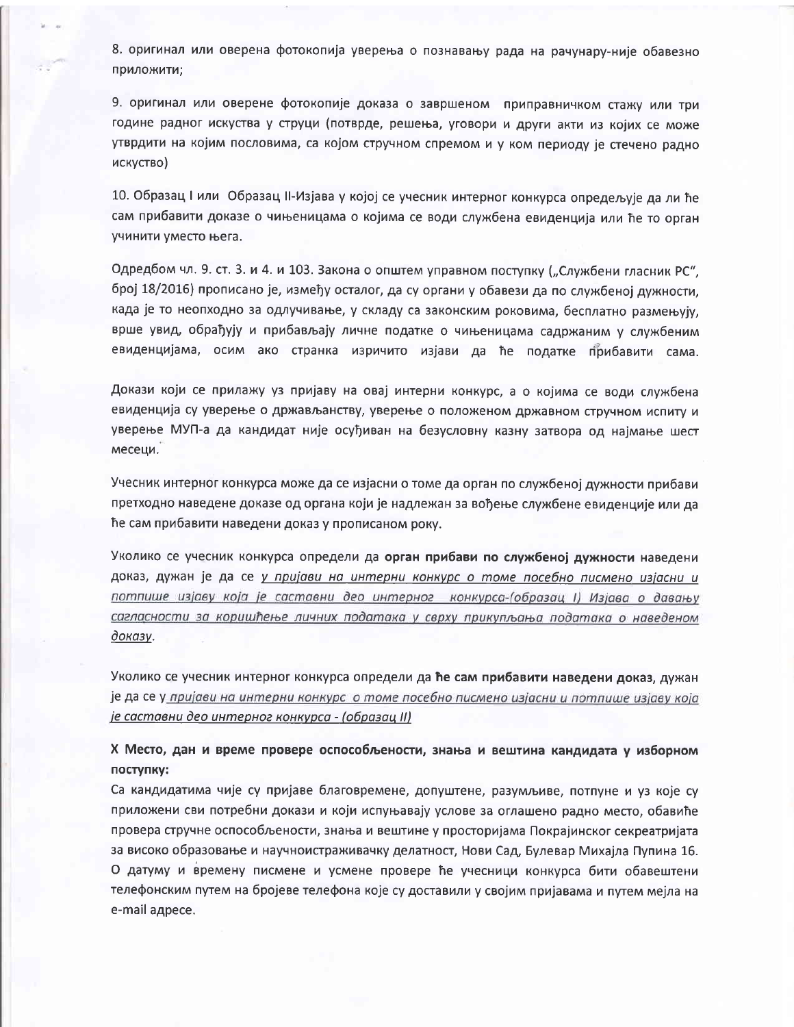8. оригинал или оверена фотокопија уверења о познавању рада на рачунару-није обавезно приложити;

9. оригинал или оверене фотокопије доказа о завршеном приправничком стажу или три године радног искуства у струци (потврде, решења, уговори и други акти из којих се може утврдити на којим пословима, са којом стручном спремом и у ком периоду је стечено радно искуство)

10. Образац I или Образац II-Изјава у којој се учесник интерног конкурса опредељује да ли ће сам прибавити доказе о чињеницама о којима се води службена евиденција или ће то орган учинити уместо њега.

Одредбом чл. 9. ст. 3. и 4. и 103. Закона о општем управном поступку („Службени гласник РС", број 18/2016) прописано је, између осталог, да су органи у обавези да по службеној дужности, када је то неопходно за одлучивање, у складу са законским роковима, бесплатно размењују, врше увид, обрађују и прибављају личне податке о чињеницама садржаним у службеним евиденцијама, осим ако странка изричито изјави да ће податке прибавити сама.

Докази који се прилажу уз пријаву на овај интерни конкурс, а о којима се води службена евиденција су уверење о држављанству, уверење о положеном државном стручном испиту и уверење МУП-а да кандидат није осуђиван на безусловну казну затвора од најмање шест месеци.

Учесник интерног конкурса може да се изјасни о томе да орган по службеној дужности прибави претходно наведене доказе од органа који је надлежан за вођење службене евиденције или да ће сам прибавити наведени доказ у прописаном року.

Уколико се учесник конкурса определи да **орган прибави по службеној дужности** наведени доказ, дужан је да се *у пријави на интерни конкурс о томе посебно писмено изјасни и потпише изјаву која је саставни део интерног конкурса-(образац I) Изјава о давању сагласности за коришћење личних података у сврху прикупљања података о наведеном доказу*.

Уколико се учесник интерног конкурса определи да **ће сам прибавити наведени доказ**, дужан је да се *у пријави на интерни конкурс о томе посебно писмено изјасни и потпише изјаву која је саставни део интерног конкурса - (образац II)*

**X Место, дан и време провере оспособљености, знања и вештина кандидата у изборном поступку:**

Са кандидатима чије су пријаве благовремене, допуштене, разумљиве, потпуне и уз које су приложени сви потребни докази и који испуњавају услове за оглашено радно место, обавиће провера стручне оспособљености, знања и вештине у просторијама Покрајинског секреатријата за високо образовање и научноистраживачку делатност, Нови Сад, Булевар Михајла Пупина 16. О датуму и времену писмене и усмене провере ће учесници конкурса бити обавештени телефонским путем на бројеве телефона које су доставили у својим пријавама и путем мејла на e-mail адресе.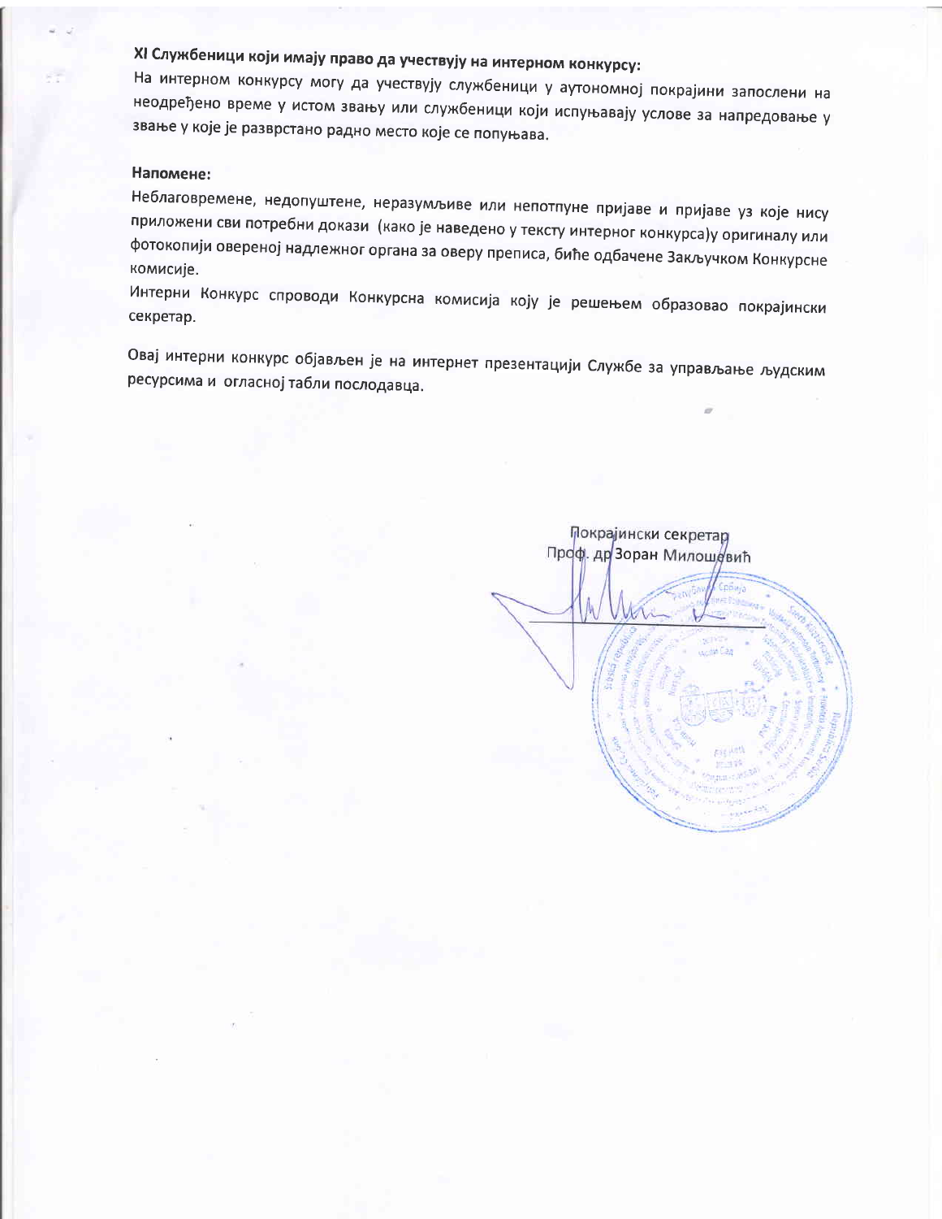## XI Службеници који имају право да учествују на интерном конкурсу:

На интерном конкурсу могу да учествују службеници у аутономној покрајини запослени на неодређено време у истом звању или службеници који испуњавају услове за напредовање у звање у које је разврстано радно место које се попуњава.

**Напомене:**

Неблаговремене, недопуштене, неразумљиве или непотпуне пријаве и пријаве уз које нису приложени сви потребни докази (како је наведено у тексту интерног конкурса)у оригиналу или фотокопији овереној надлежног органа за оверу преписа, биће одбачене Закључком Конкурсне комисије.

Интерни Конкурс спроводи Конкурсна комисија коју је решењем образовао покрајински секретар.

Овај интерни конкурс објављен је на интернет презентацији Службе за управљање људским ресурсима и огласној табли послодавца.

Покрајински секретар

Проф. др Зоран Милошевић